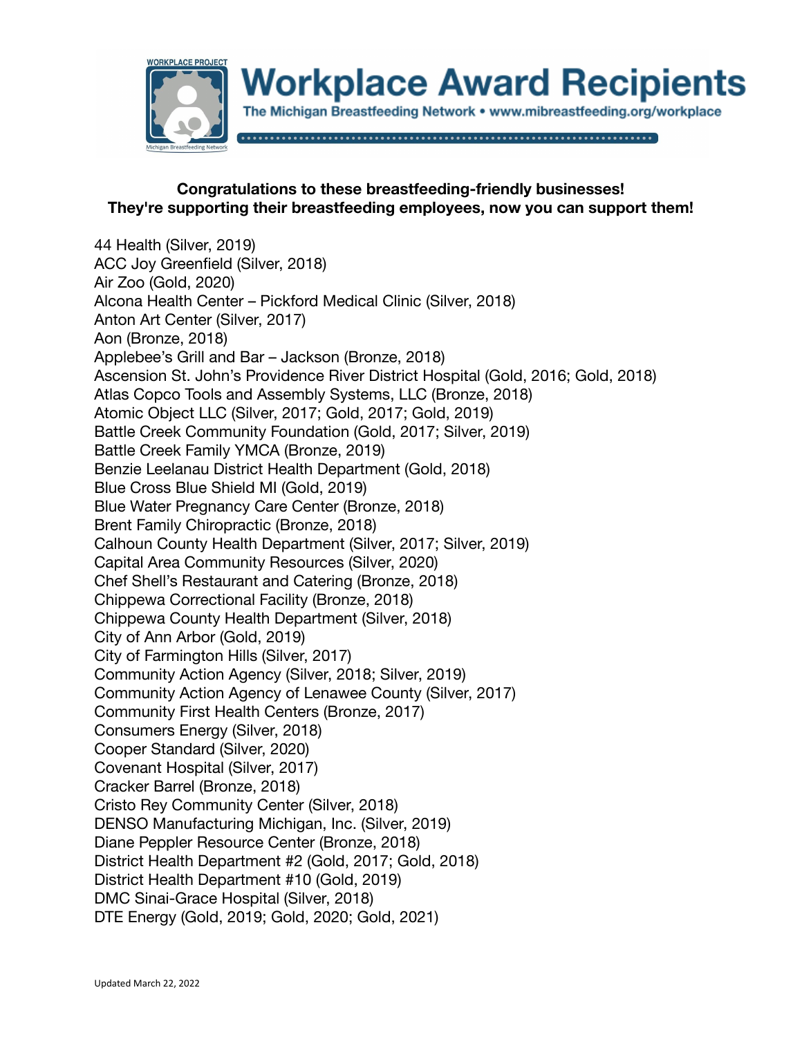# Workplace Award Recipients

The Michigan Breastfeeding Network • www.mibreastfeeding.org/workplace

**Congratulations to these breastfeeding-friendly businesses!**
**They're supporting their breastfeeding employees, now you can support them!**

44 Health (Silver, 2019)
ACC Joy Greenfield (Silver, 2018)
Air Zoo (Gold, 2020)
Alcona Health Center – Pickford Medical Clinic (Silver, 2018)
Anton Art Center (Silver, 2017)
Aon (Bronze, 2018)
Applebee's Grill and Bar – Jackson (Bronze, 2018)
Ascension St. John's Providence River District Hospital (Gold, 2016; Gold, 2018)
Atlas Copco Tools and Assembly Systems, LLC (Bronze, 2018)
Atomic Object LLC (Silver, 2017; Gold, 2017; Gold, 2019)
Battle Creek Community Foundation (Gold, 2017; Silver, 2019)
Battle Creek Family YMCA (Bronze, 2019)
Benzie Leelanau District Health Department (Gold, 2018)
Blue Cross Blue Shield MI (Gold, 2019)
Blue Water Pregnancy Care Center (Bronze, 2018)
Brent Family Chiropractic (Bronze, 2018)
Calhoun County Health Department (Silver, 2017; Silver, 2019)
Capital Area Community Resources (Silver, 2020)
Chef Shell's Restaurant and Catering (Bronze, 2018)
Chippewa Correctional Facility (Bronze, 2018)
Chippewa County Health Department (Silver, 2018)
City of Ann Arbor (Gold, 2019)
City of Farmington Hills (Silver, 2017)
Community Action Agency (Silver, 2018; Silver, 2019)
Community Action Agency of Lenawee County (Silver, 2017)
Community First Health Centers (Bronze, 2017)
Consumers Energy (Silver, 2018)
Cooper Standard (Silver, 2020)
Covenant Hospital (Silver, 2017)
Cracker Barrel (Bronze, 2018)
Cristo Rey Community Center (Silver, 2018)
DENSO Manufacturing Michigan, Inc. (Silver, 2019)
Diane Peppler Resource Center (Bronze, 2018)
District Health Department #2 (Gold, 2017; Gold, 2018)
District Health Department #10 (Gold, 2019)
DMC Sinai-Grace Hospital (Silver, 2018)
DTE Energy (Gold, 2019; Gold, 2020; Gold, 2021)

Updated March 22, 2022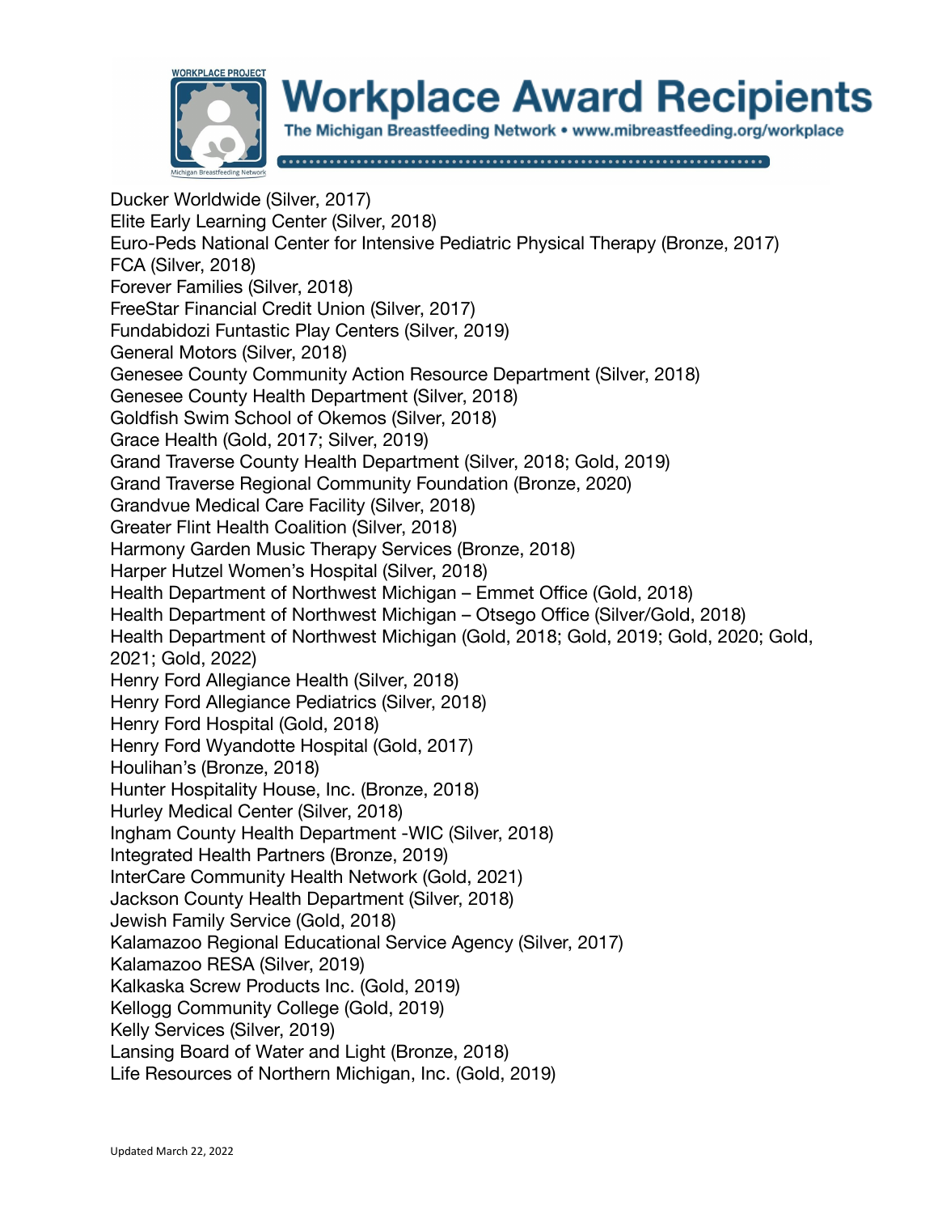# Workplace Award Recipients

The Michigan Breastfeeding Network • www.mibreastfeeding.org/workplace

Ducker Worldwide (Silver, 2017)
Elite Early Learning Center (Silver, 2018)
Euro-Peds National Center for Intensive Pediatric Physical Therapy (Bronze, 2017)
FCA (Silver, 2018)
Forever Families (Silver, 2018)
FreeStar Financial Credit Union (Silver, 2017)
Fundabidozi Funtastic Play Centers (Silver, 2019)
General Motors (Silver, 2018)
Genesee County Community Action Resource Department (Silver, 2018)
Genesee County Health Department (Silver, 2018)
Goldfish Swim School of Okemos (Silver, 2018)
Grace Health (Gold, 2017; Silver, 2019)
Grand Traverse County Health Department (Silver, 2018; Gold, 2019)
Grand Traverse Regional Community Foundation (Bronze, 2020)
Grandvue Medical Care Facility (Silver, 2018)
Greater Flint Health Coalition (Silver, 2018)
Harmony Garden Music Therapy Services (Bronze, 2018)
Harper Hutzel Women's Hospital (Silver, 2018)
Health Department of Northwest Michigan – Emmet Office (Gold, 2018)
Health Department of Northwest Michigan – Otsego Office (Silver/Gold, 2018)
Health Department of Northwest Michigan (Gold, 2018; Gold, 2019; Gold, 2020; Gold, 2021; Gold, 2022)
Henry Ford Allegiance Health (Silver, 2018)
Henry Ford Allegiance Pediatrics (Silver, 2018)
Henry Ford Hospital (Gold, 2018)
Henry Ford Wyandotte Hospital (Gold, 2017)
Houlihan's (Bronze, 2018)
Hunter Hospitality House, Inc. (Bronze, 2018)
Hurley Medical Center (Silver, 2018)
Ingham County Health Department -WIC (Silver, 2018)
Integrated Health Partners (Bronze, 2019)
InterCare Community Health Network (Gold, 2021)
Jackson County Health Department (Silver, 2018)
Jewish Family Service (Gold, 2018)
Kalamazoo Regional Educational Service Agency (Silver, 2017)
Kalamazoo RESA (Silver, 2019)
Kalkaska Screw Products Inc. (Gold, 2019)
Kellogg Community College (Gold, 2019)
Kelly Services (Silver, 2019)
Lansing Board of Water and Light (Bronze, 2018)
Life Resources of Northern Michigan, Inc. (Gold, 2019)

Updated March 22, 2022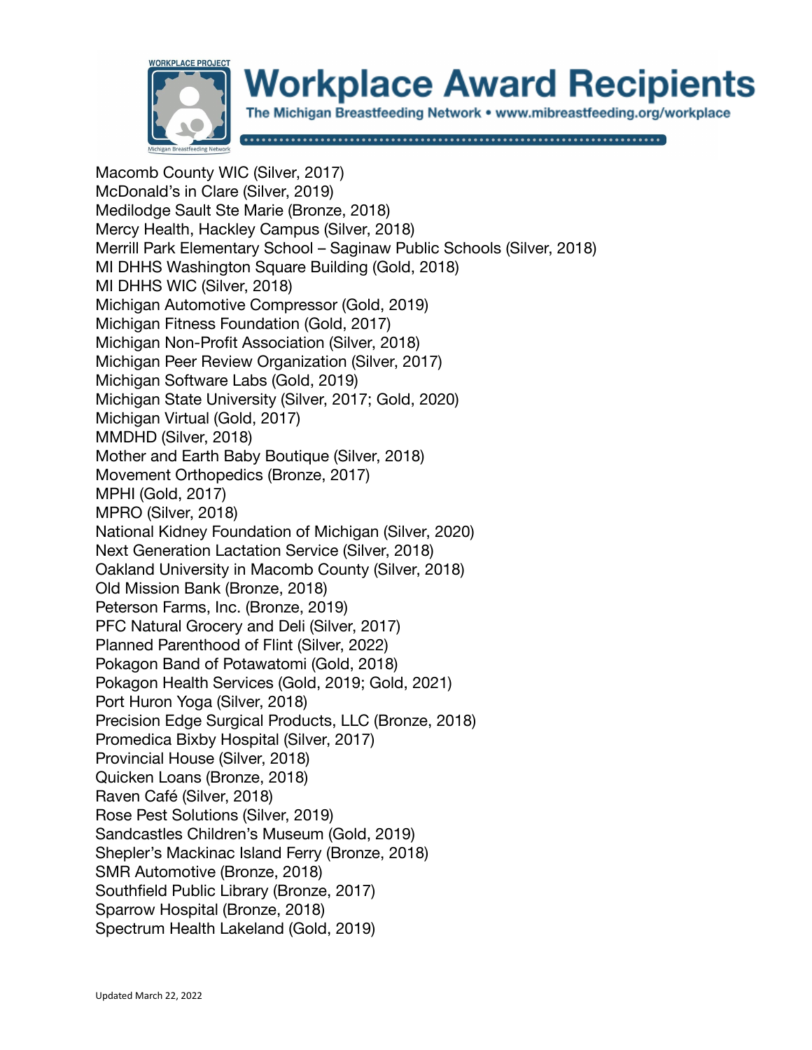# Workplace Award Recipients

The Michigan Breastfeeding Network • www.mibreastfeeding.org/workplace

Macomb County WIC (Silver, 2017)
McDonald's in Clare (Silver, 2019)
Medilodge Sault Ste Marie (Bronze, 2018)
Mercy Health, Hackley Campus (Silver, 2018)
Merrill Park Elementary School – Saginaw Public Schools (Silver, 2018)
MI DHHS Washington Square Building (Gold, 2018)
MI DHHS WIC (Silver, 2018)
Michigan Automotive Compressor (Gold, 2019)
Michigan Fitness Foundation (Gold, 2017)
Michigan Non-Profit Association (Silver, 2018)
Michigan Peer Review Organization (Silver, 2017)
Michigan Software Labs (Gold, 2019)
Michigan State University (Silver, 2017; Gold, 2020)
Michigan Virtual (Gold, 2017)
MMDHD (Silver, 2018)
Mother and Earth Baby Boutique (Silver, 2018)
Movement Orthopedics (Bronze, 2017)
MPHI (Gold, 2017)
MPRO (Silver, 2018)
National Kidney Foundation of Michigan (Silver, 2020)
Next Generation Lactation Service (Silver, 2018)
Oakland University in Macomb County (Silver, 2018)
Old Mission Bank (Bronze, 2018)
Peterson Farms, Inc. (Bronze, 2019)
PFC Natural Grocery and Deli (Silver, 2017)
Planned Parenthood of Flint (Silver, 2022)
Pokagon Band of Potawatomi (Gold, 2018)
Pokagon Health Services (Gold, 2019; Gold, 2021)
Port Huron Yoga (Silver, 2018)
Precision Edge Surgical Products, LLC (Bronze, 2018)
Promedica Bixby Hospital (Silver, 2017)
Provincial House (Silver, 2018)
Quicken Loans (Bronze, 2018)
Raven Café (Silver, 2018)
Rose Pest Solutions (Silver, 2019)
Sandcastles Children's Museum (Gold, 2019)
Shepler's Mackinac Island Ferry (Bronze, 2018)
SMR Automotive (Bronze, 2018)
Southfield Public Library (Bronze, 2017)
Sparrow Hospital (Bronze, 2018)
Spectrum Health Lakeland (Gold, 2019)

Updated March 22, 2022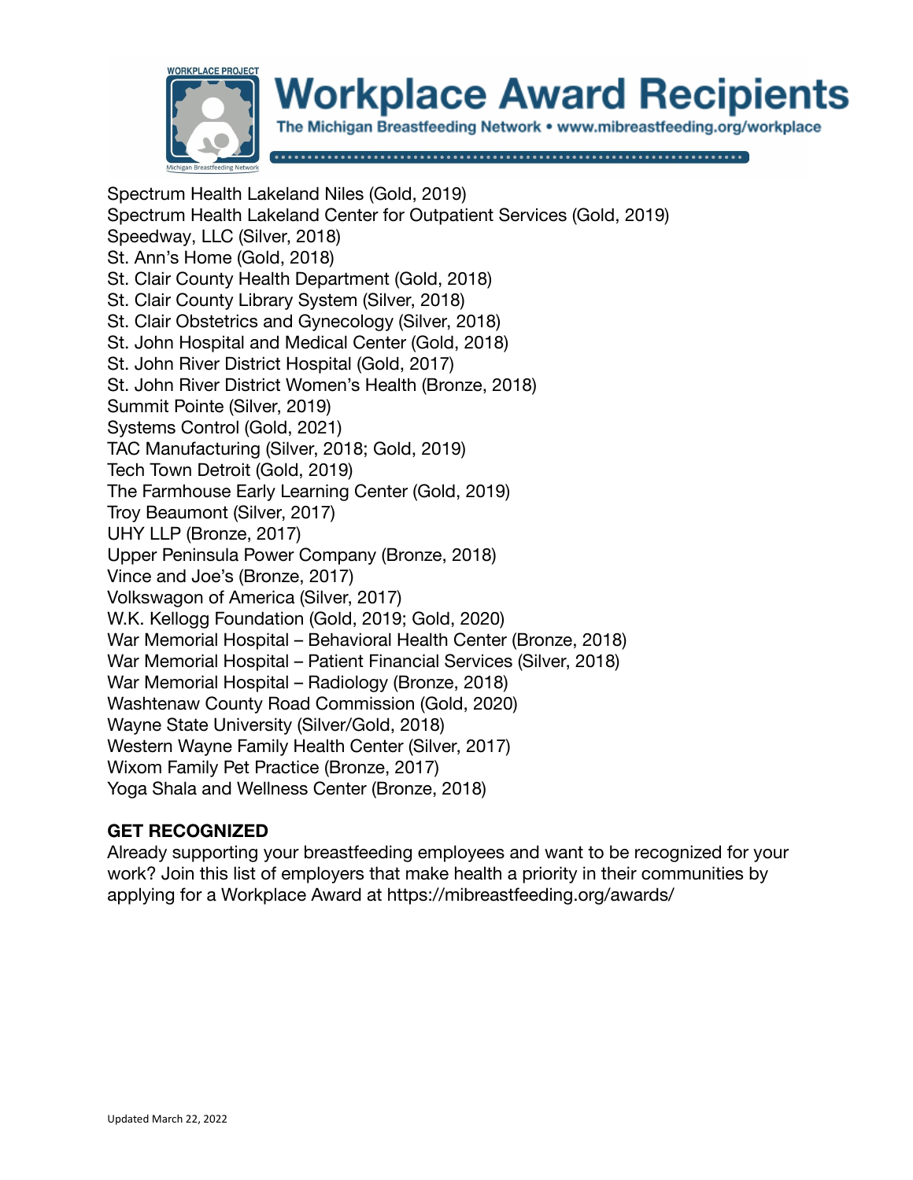# Workplace Award Recipients

The Michigan Breastfeeding Network • www.mibreastfeeding.org/workplace

Spectrum Health Lakeland Niles (Gold, 2019)
Spectrum Health Lakeland Center for Outpatient Services (Gold, 2019)
Speedway, LLC (Silver, 2018)
St. Ann's Home (Gold, 2018)
St. Clair County Health Department (Gold, 2018)
St. Clair County Library System (Silver, 2018)
St. Clair Obstetrics and Gynecology (Silver, 2018)
St. John Hospital and Medical Center (Gold, 2018)
St. John River District Hospital (Gold, 2017)
St. John River District Women's Health (Bronze, 2018)
Summit Pointe (Silver, 2019)
Systems Control (Gold, 2021)
TAC Manufacturing (Silver, 2018; Gold, 2019)
Tech Town Detroit (Gold, 2019)
The Farmhouse Early Learning Center (Gold, 2019)
Troy Beaumont (Silver, 2017)
UHY LLP (Bronze, 2017)
Upper Peninsula Power Company (Bronze, 2018)
Vince and Joe's (Bronze, 2017)
Volkswagon of America (Silver, 2017)
W.K. Kellogg Foundation (Gold, 2019; Gold, 2020)
War Memorial Hospital – Behavioral Health Center (Bronze, 2018)
War Memorial Hospital – Patient Financial Services (Silver, 2018)
War Memorial Hospital – Radiology (Bronze, 2018)
Washtenaw County Road Commission (Gold, 2020)
Wayne State University (Silver/Gold, 2018)
Western Wayne Family Health Center (Silver, 2017)
Wixom Family Pet Practice (Bronze, 2017)
Yoga Shala and Wellness Center (Bronze, 2018)

**GET RECOGNIZED**

Already supporting your breastfeeding employees and want to be recognized for your work? Join this list of employers that make health a priority in their communities by applying for a Workplace Award at https://mibreastfeeding.org/awards/

Updated March 22, 2022